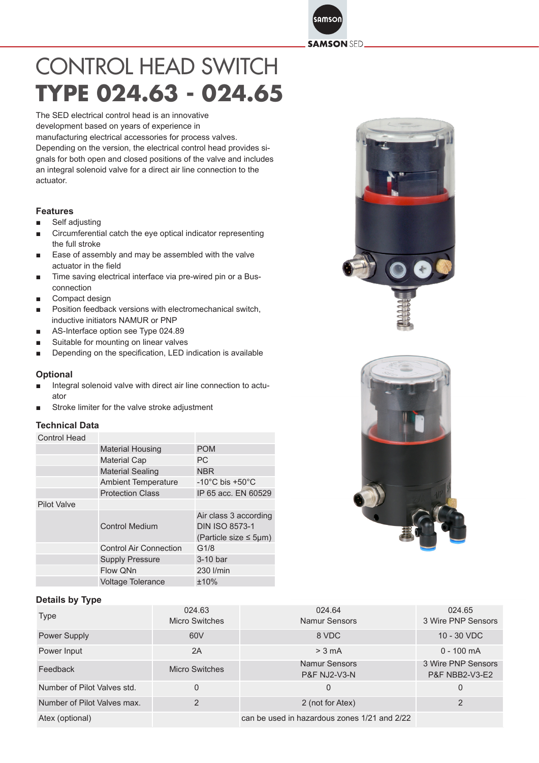# CONTROL HEAD SWITCH

# TYPE 024.63 - 024.65

The SED electrical control head is an innovative development based on years of experience in manufacturing electrical accessories for process valves. Depending on the version, the electrical control head provides signals for both open and closed positions of the valve and includes an integral solenoid valve for a direct air line connection to the actuator.

## Features

- Self adjusting
- Circumferential catch the eye optical indicator representing the full stroke
- Ease of assembly and may be assembled with the valve actuator in the field
- Time saving electrical interface via pre-wired pin or a Bus-connection
- Compact design
- Position feedback versions with electromechanical switch, inductive initiators NAMUR or PNP
- AS-Interface option see Type 024.89
- Suitable for mounting on linear valves
- Depending on the specification, LED indication is available

## Optional

- Integral solenoid valve with direct air line connection to actuator
- Stroke limiter for the valve stroke adjustment

## Technical Data

| Control Head | | |
|---|---|---|
| | Material Housing | POM |
| | Material Cap | PC |
| | Material Sealing | NBR |
| | Ambient Temperature | -10°C bis +50°C |
| | Protection Class | IP 65 acc. EN 60529 |
| Pilot Valve | | |
| | Control Medium | Air class 3 according DIN ISO 8573-1 (Particle size ≤ 5µm) |
| | Control Air Connection | G1/8 |
| | Supply Pressure | 3-10 bar |
| | Flow QNn | 230 l/min |
| | Voltage Tolerance | ±10% |

## Details by Type

| Type | 024.63 Micro Switches | 024.64 Namur Sensors | 024.65 3 Wire PNP Sensors |
|---|---|---|---|
| Power Supply | 60V | 8 VDC | 10 - 30 VDC |
| Power Input | 2A | > 3 mA | 0 - 100 mA |
| Feedback | Micro Switches | Namur Sensors P&F NJ2-V3-N | 3 Wire PNP Sensors P&F NBB2-V3-E2 |
| Number of Pilot Valves std. | 0 | 0 | 0 |
| Number of Pilot Valves max. | 2 | 2 (not for Atex) | 2 |
| Atex (optional) | | can be used in hazardous zones 1/21 and 2/22 | |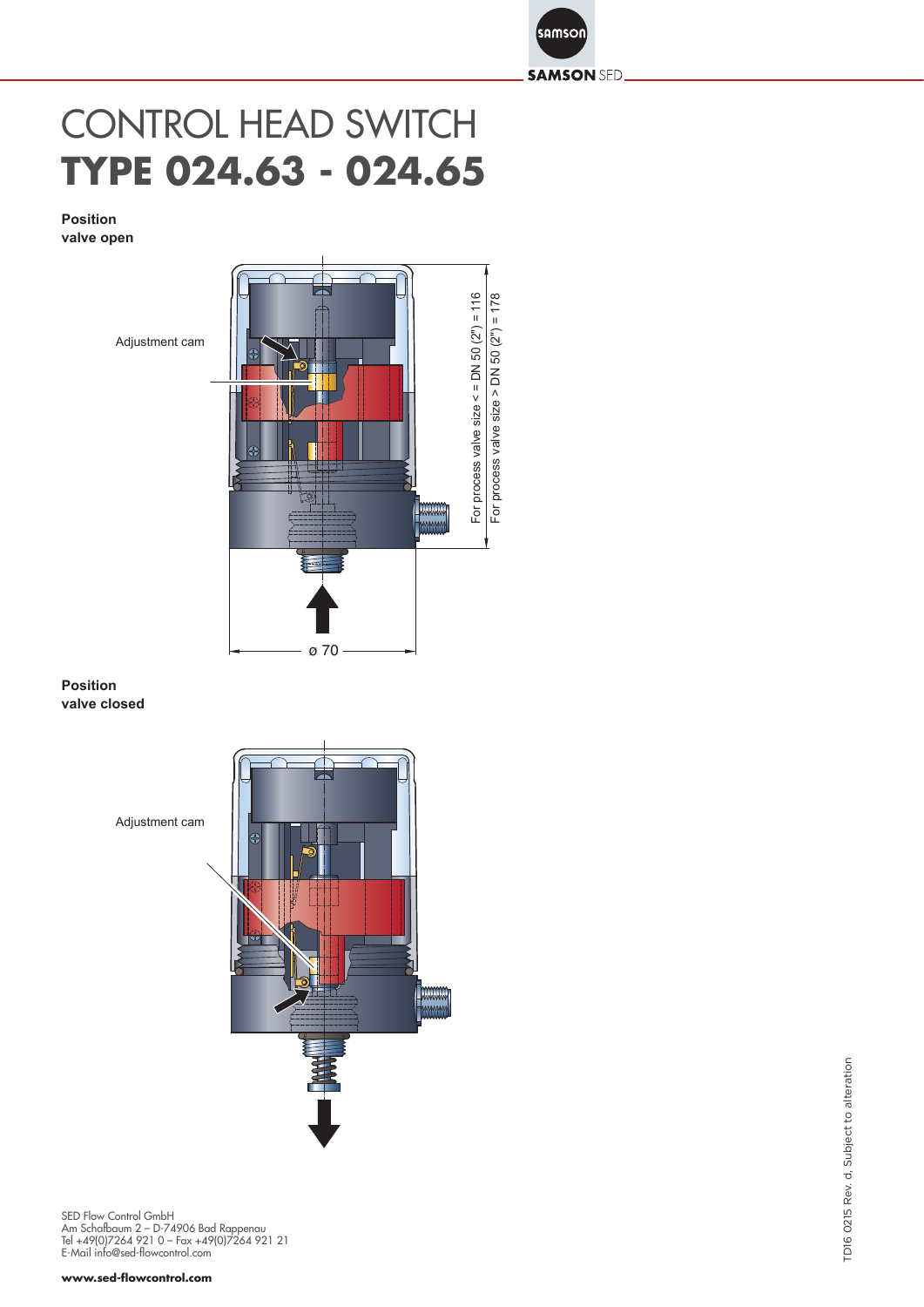# CONTROL HEAD SWITCH
# TYPE 024.63 - 024.65

**Position**
**valve open**

Adjustment cam

For process valve size < = DN 50 (2") = 116

For process valve size > DN 50 (2") = 178

ø 70

**Position**
**valve closed**

Adjustment cam

SED Flow Control GmbH
Am Schafbaum 2 – D-74906 Bad Rappenau
Tel +49(0)7264 921 0 – Fax +49(0)7264 921 21
E-Mail info@sed-flowcontrol.com

**www.sed-flowcontrol.com**

TDI6 0215 Rev. d, Subject to alteration